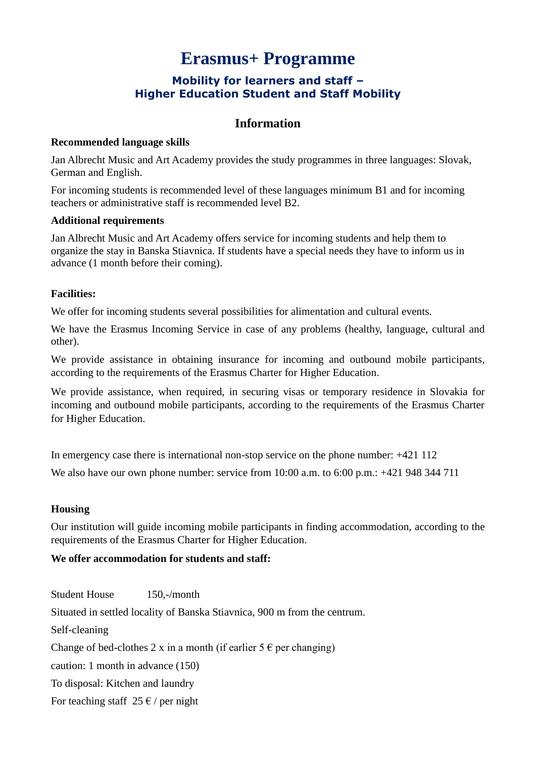# Erasmus+ Programme

### Mobility for learners and staff – Higher Education Student and Staff Mobility

## Information

**Recommended language skills**

Jan Albrecht Music and Art Academy provides the study programmes in three languages: Slovak, German and English.

For incoming students is recommended level of these languages minimum B1 and for incoming teachers or administrative staff is recommended level B2.

**Additional requirements**

Jan Albrecht Music and Art Academy offers service for incoming students and help them to organize the stay in Banska Stiavnica. If students have a special needs they have to inform us in advance (1 month before their coming).

**Facilities:**

We offer for incoming students several possibilities for alimentation and cultural events.

We have the Erasmus Incoming Service in case of any problems (healthy, language, cultural and other).

We provide assistance in obtaining insurance for incoming and outbound mobile participants, according to the requirements of the Erasmus Charter for Higher Education.

We provide assistance, when required, in securing visas or temporary residence in Slovakia for incoming and outbound mobile participants, according to the requirements of the Erasmus Charter for Higher Education.

In emergency case there is international non-stop service on the phone number: +421 112

We also have our own phone number: service from 10:00 a.m. to 6:00 p.m.: +421 948 344 711

**Housing**

Our institution will guide incoming mobile participants in finding accommodation, according to the requirements of the Erasmus Charter for Higher Education.

**We offer accommodation for students and staff:**

Student House 150,-/month

Situated in settled locality of Banska Stiavnica, 900 m from the centrum.

Self-cleaning

Change of bed-clothes 2 x in a month (if earlier 5 € per changing)

caution: 1 month in advance (150)

To disposal: Kitchen and laundry

For teaching staff 25 € / per night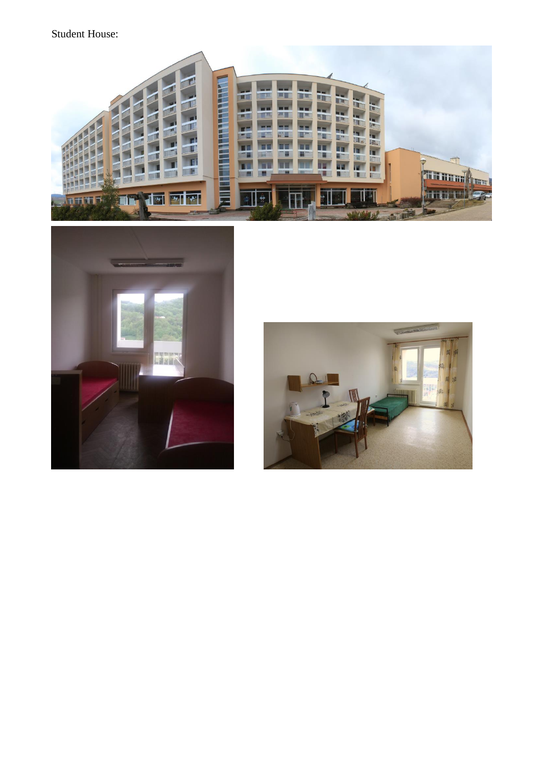Student House: